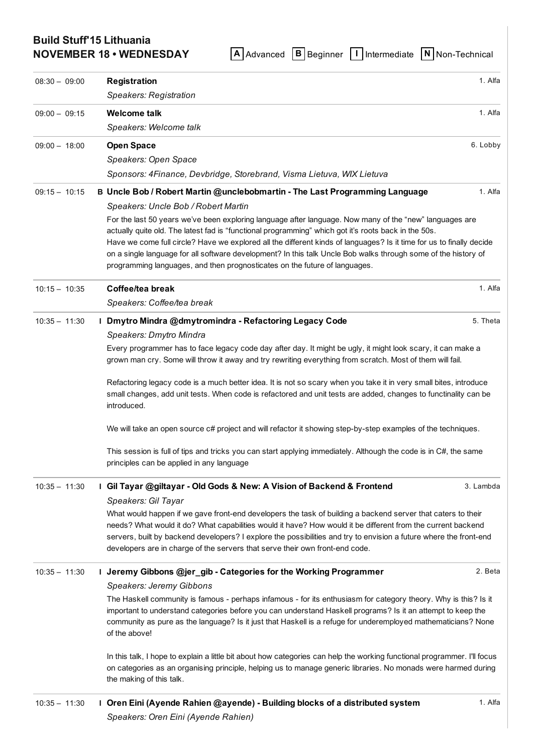# Build Stuff'15 Lithuania

## NOVEMBER 18 • WEDNESDAY

**A** Advanced **B** Beginner **I** Intermediate **N** Non-Technical

---

**08:30 – 09:00** — **Registration** — 1. Alfa

*Speakers: Registration*

---

**09:00 – 09:15** — **Welcome talk** — 1. Alfa

*Speakers: Welcome talk*

---

**09:00 – 18:00** — **Open Space** — 6. Lobby

*Speakers: Open Space*

*Sponsors: 4Finance, Devbridge, Storebrand, Visma Lietuva, WIX Lietuva*

---

**09:15 – 10:15** — B **Uncle Bob / Robert Martin @unclebobmartin - The Last Programming Language** — 1. Alfa

*Speakers: Uncle Bob / Robert Martin*

For the last 50 years we've been exploring language after language. Now many of the "new" languages are actually quite old. The latest fad is "functional programming" which got it's roots back in the 50s. Have we come full circle? Have we explored all the different kinds of languages? Is it time for us to finally decide on a single language for all software development? In this talk Uncle Bob walks through some of the history of programming languages, and then prognosticates on the future of languages.

---

**10:15 – 10:35** — **Coffee/tea break** — 1. Alfa

*Speakers: Coffee/tea break*

---

**10:35 – 11:30** — I **Dmytro Mindra @dmytromindra - Refactoring Legacy Code** — 5. Theta

*Speakers: Dmytro Mindra*

Every programmer has to face legacy code day after day. It might be ugly, it might look scary, it can make a grown man cry. Some will throw it away and try rewriting everything from scratch. Most of them will fail.

Refactoring legacy code is a much better idea. It is not so scary when you take it in very small bites, introduce small changes, add unit tests. When code is refactored and unit tests are added, changes to functionality can be introduced.

We will take an open source c# project and will refactor it showing step-by-step examples of the techniques.

This session is full of tips and tricks you can start applying immediately. Although the code is in C#, the same principles can be applied in any language

---

**10:35 – 11:30** — I **Gil Tayar @giltayar - Old Gods & New: A Vision of Backend & Frontend** — 3. Lambda

*Speakers: Gil Tayar*

What would happen if we gave front-end developers the task of building a backend server that caters to their needs? What would it do? What capabilities would it have? How would it be different from the current backend servers, built by backend developers? I explore the possibilities and try to envision a future where the front-end developers are in charge of the servers that serve their own front-end code.

---

**10:35 – 11:30** — I **Jeremy Gibbons @jer_gib - Categories for the Working Programmer** — 2. Beta

*Speakers: Jeremy Gibbons*

The Haskell community is famous - perhaps infamous - for its enthusiasm for category theory. Why is this? Is it important to understand categories before you can understand Haskell programs? Is it an attempt to keep the community as pure as the language? Is it just that Haskell is a refuge for underemployed mathematicians? None of the above!

In this talk, I hope to explain a little bit about how categories can help the working functional programmer. I'll focus on categories as an organising principle, helping us to manage generic libraries. No monads were harmed during the making of this talk.

---

**10:35 – 11:30** — I **Oren Eini (Ayende Rahien @ayende) - Building blocks of a distributed system** — 1. Alfa

*Speakers: Oren Eini (Ayende Rahien)*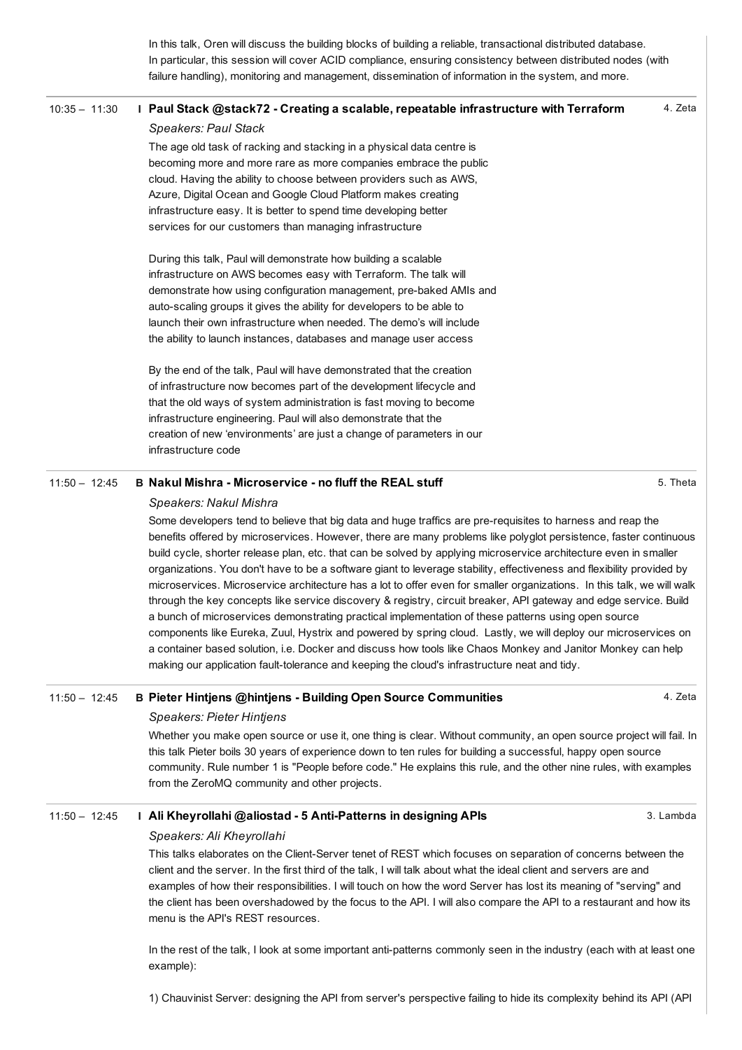In this talk, Oren will discuss the building blocks of building a reliable, transactional distributed database. In particular, this session will cover ACID compliance, ensuring consistency between distributed nodes (with failure handling), monitoring and management, dissemination of information in the system, and more.

---

10:35 – 11:30 **I Paul Stack @stack72 - Creating a scalable, repeatable infrastructure with Terraform** — 4. Zeta

*Speakers: Paul Stack*

The age old task of racking and stacking in a physical data centre is becoming more and more rare as more companies embrace the public cloud. Having the ability to choose between providers such as AWS, Azure, Digital Ocean and Google Cloud Platform makes creating infrastructure easy. It is better to spend time developing better services for our customers than managing infrastructure

During this talk, Paul will demonstrate how building a scalable infrastructure on AWS becomes easy with Terraform. The talk will demonstrate how using configuration management, pre-baked AMIs and auto-scaling groups it gives the ability for developers to be able to launch their own infrastructure when needed. The demo's will include the ability to launch instances, databases and manage user access

By the end of the talk, Paul will have demonstrated that the creation of infrastructure now becomes part of the development lifecycle and that the old ways of system administration is fast moving to become infrastructure engineering. Paul will also demonstrate that the creation of new 'environments' are just a change of parameters in our infrastructure code

---

11:50 – 12:45 **B Nakul Mishra - Microservice - no fluff the REAL stuff** — 5. Theta

*Speakers: Nakul Mishra*

Some developers tend to believe that big data and huge traffics are pre-requisites to harness and reap the benefits offered by microservices. However, there are many problems like polyglot persistence, faster continuous build cycle, shorter release plan, etc. that can be solved by applying microservice architecture even in smaller organizations. You don't have to be a software giant to leverage stability, effectiveness and flexibility provided by microservices. Microservice architecture has a lot to offer even for smaller organizations. In this talk, we will walk through the key concepts like service discovery & registry, circuit breaker, API gateway and edge service. Build a bunch of microservices demonstrating practical implementation of these patterns using open source components like Eureka, Zuul, Hystrix and powered by spring cloud. Lastly, we will deploy our microservices on a container based solution, i.e. Docker and discuss how tools like Chaos Monkey and Janitor Monkey can help making our application fault-tolerance and keeping the cloud's infrastructure neat and tidy.

---

11:50 – 12:45 **B Pieter Hintjens @hintjens - Building Open Source Communities** — 4. Zeta

*Speakers: Pieter Hintjens*

Whether you make open source or use it, one thing is clear. Without community, an open source project will fail. In this talk Pieter boils 30 years of experience down to ten rules for building a successful, happy open source community. Rule number 1 is "People before code." He explains this rule, and the other nine rules, with examples from the ZeroMQ community and other projects.

---

11:50 – 12:45 **I Ali Kheyrollahi @aliostad - 5 Anti-Patterns in designing APIs** — 3. Lambda

*Speakers: Ali Kheyrollahi*

This talks elaborates on the Client-Server tenet of REST which focuses on separation of concerns between the client and the server. In the first third of the talk, I will talk about what the ideal client and servers are and examples of how their responsibilities. I will touch on how the word Server has lost its meaning of "serving" and the client has been overshadowed by the focus to the API. I will also compare the API to a restaurant and how its menu is the API's REST resources.

In the rest of the talk, I look at some important anti-patterns commonly seen in the industry (each with at least one example):

1) Chauvinist Server: designing the API from server's perspective failing to hide its complexity behind its API (API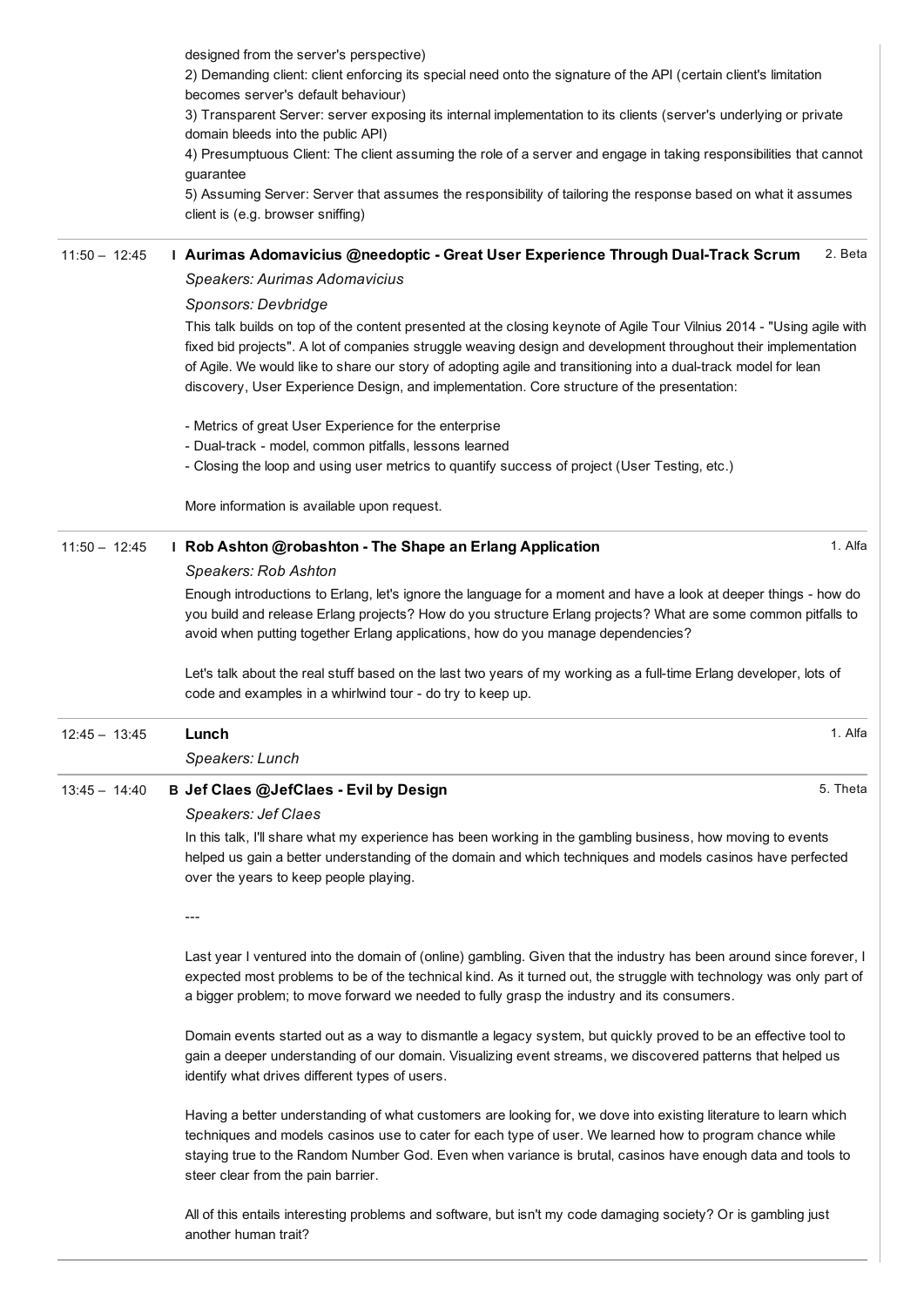designed from the server's perspective)
2) Demanding client: client enforcing its special need onto the signature of the API (certain client's limitation becomes server's default behaviour)
3) Transparent Server: server exposing its internal implementation to its clients (server's underlying or private domain bleeds into the public API)
4) Presumptuous Client: The client assuming the role of a server and engage in taking responsibilities that cannot guarantee
5) Assuming Server: Server that assumes the responsibility of tailoring the response based on what it assumes client is (e.g. browser sniffing)

---

11:50 – 12:45 **I Aurimas Adomavicius @needoptic - Great User Experience Through Dual-Track Scrum** 2. Beta

*Speakers: Aurimas Adomavicius*

*Sponsors: Devbridge*

This talk builds on top of the content presented at the closing keynote of Agile Tour Vilnius 2014 - "Using agile with fixed bid projects". A lot of companies struggle weaving design and development throughout their implementation of Agile. We would like to share our story of adopting agile and transitioning into a dual-track model for lean discovery, User Experience Design, and implementation. Core structure of the presentation:

- Metrics of great User Experience for the enterprise
- Dual-track - model, common pitfalls, lessons learned
- Closing the loop and using user metrics to quantify success of project (User Testing, etc.)

More information is available upon request.

---

11:50 – 12:45 **I Rob Ashton @robashton - The Shape an Erlang Application** 1. Alfa

*Speakers: Rob Ashton*

Enough introductions to Erlang, let's ignore the language for a moment and have a look at deeper things - how do you build and release Erlang projects? How do you structure Erlang projects? What are some common pitfalls to avoid when putting together Erlang applications, how do you manage dependencies?

Let's talk about the real stuff based on the last two years of my working as a full-time Erlang developer, lots of code and examples in a whirlwind tour - do try to keep up.

---

12:45 – 13:45 **Lunch** 1. Alfa

*Speakers: Lunch*

---

13:45 – 14:40 **B Jef Claes @JefClaes - Evil by Design** 5. Theta

*Speakers: Jef Claes*

In this talk, I'll share what my experience has been working in the gambling business, how moving to events helped us gain a better understanding of the domain and which techniques and models casinos have perfected over the years to keep people playing.

---

Last year I ventured into the domain of (online) gambling. Given that the industry has been around since forever, I expected most problems to be of the technical kind. As it turned out, the struggle with technology was only part of a bigger problem; to move forward we needed to fully grasp the industry and its consumers.

Domain events started out as a way to dismantle a legacy system, but quickly proved to be an effective tool to gain a deeper understanding of our domain. Visualizing event streams, we discovered patterns that helped us identify what drives different types of users.

Having a better understanding of what customers are looking for, we dove into existing literature to learn which techniques and models casinos use to cater for each type of user. We learned how to program chance while staying true to the Random Number God. Even when variance is brutal, casinos have enough data and tools to steer clear from the pain barrier.

All of this entails interesting problems and software, but isn't my code damaging society? Or is gambling just another human trait?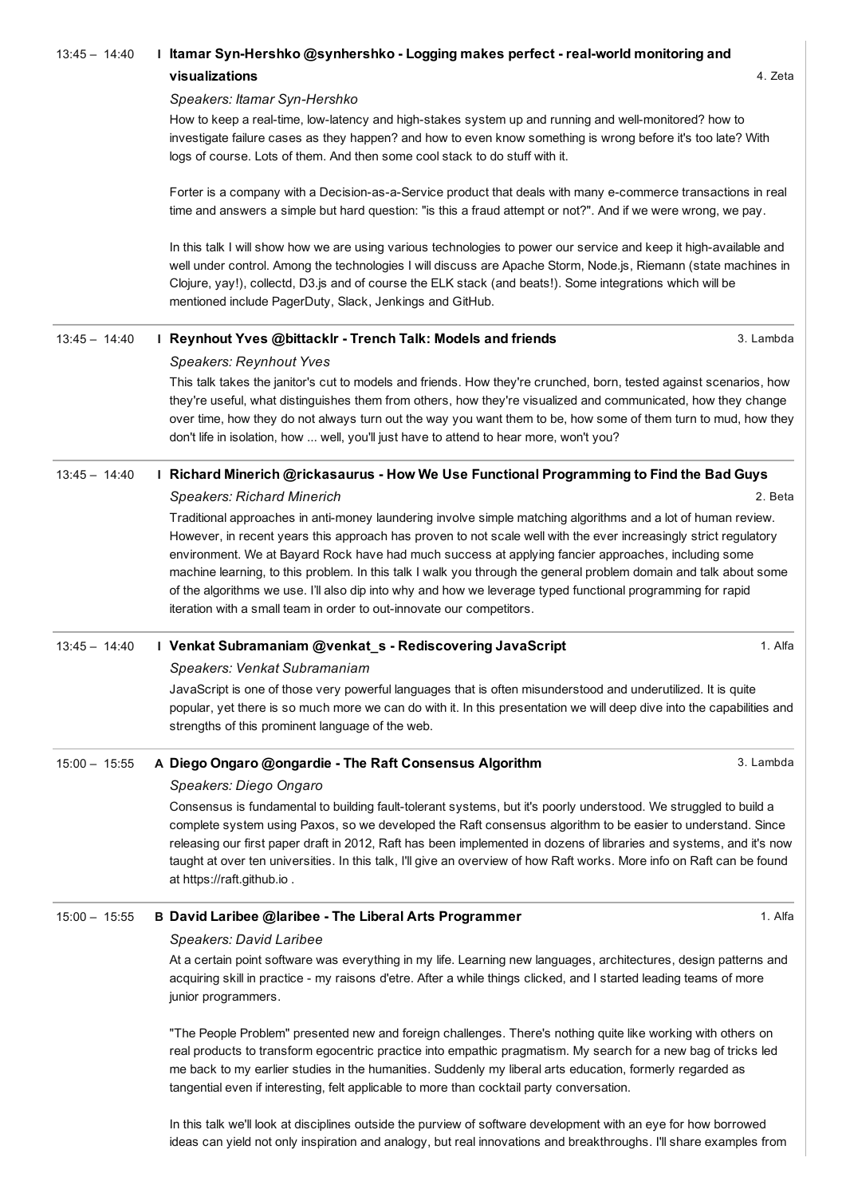13:45 – 14:40 **I Itamar Syn-Hershko @synhershko - Logging makes perfect - real-world monitoring and visualizations** 4. Zeta

*Speakers: Itamar Syn-Hershko*

How to keep a real-time, low-latency and high-stakes system up and running and well-monitored? how to investigate failure cases as they happen? and how to even know something is wrong before it's too late? With logs of course. Lots of them. And then some cool stack to do stuff with it.

Forter is a company with a Decision-as-a-Service product that deals with many e-commerce transactions in real time and answers a simple but hard question: "is this a fraud attempt or not?". And if we were wrong, we pay.

In this talk I will show how we are using various technologies to power our service and keep it high-available and well under control. Among the technologies I will discuss are Apache Storm, Node.js, Riemann (state machines in Clojure, yay!), collectd, D3.js and of course the ELK stack (and beats!). Some integrations which will be mentioned include PagerDuty, Slack, Jenkings and GitHub.

13:45 – 14:40 **I Reynhout Yves @bittacklr - Trench Talk: Models and friends** 3. Lambda

*Speakers: Reynhout Yves*

This talk takes the janitor's cut to models and friends. How they're crunched, born, tested against scenarios, how they're useful, what distinguishes them from others, how they're visualized and communicated, how they change over time, how they do not always turn out the way you want them to be, how some of them turn to mud, how they don't life in isolation, how ... well, you'll just have to attend to hear more, won't you?

13:45 – 14:40 **I Richard Minerich @rickasaurus - How We Use Functional Programming to Find the Bad Guys** 2. Beta

*Speakers: Richard Minerich*

Traditional approaches in anti-money laundering involve simple matching algorithms and a lot of human review. However, in recent years this approach has proven to not scale well with the ever increasingly strict regulatory environment. We at Bayard Rock have had much success at applying fancier approaches, including some machine learning, to this problem. In this talk I walk you through the general problem domain and talk about some of the algorithms we use. I'll also dip into why and how we leverage typed functional programming for rapid iteration with a small team in order to out-innovate our competitors.

13:45 – 14:40 **I Venkat Subramaniam @venkat_s - Rediscovering JavaScript** 1. Alfa

*Speakers: Venkat Subramaniam*

JavaScript is one of those very powerful languages that is often misunderstood and underutilized. It is quite popular, yet there is so much more we can do with it. In this presentation we will deep dive into the capabilities and strengths of this prominent language of the web.

15:00 – 15:55 **A Diego Ongaro @ongardie - The Raft Consensus Algorithm** 3. Lambda

*Speakers: Diego Ongaro*

Consensus is fundamental to building fault-tolerant systems, but it's poorly understood. We struggled to build a complete system using Paxos, so we developed the Raft consensus algorithm to be easier to understand. Since releasing our first paper draft in 2012, Raft has been implemented in dozens of libraries and systems, and it's now taught at over ten universities. In this talk, I'll give an overview of how Raft works. More info on Raft can be found at https://raft.github.io .

15:00 – 15:55 **B David Laribee @laribee - The Liberal Arts Programmer** 1. Alfa

*Speakers: David Laribee*

At a certain point software was everything in my life. Learning new languages, architectures, design patterns and acquiring skill in practice - my raisons d'etre. After a while things clicked, and I started leading teams of more junior programmers.

"The People Problem" presented new and foreign challenges. There's nothing quite like working with others on real products to transform egocentric practice into empathic pragmatism. My search for a new bag of tricks led me back to my earlier studies in the humanities. Suddenly my liberal arts education, formerly regarded as tangential even if interesting, felt applicable to more than cocktail party conversation.

In this talk we'll look at disciplines outside the purview of software development with an eye for how borrowed ideas can yield not only inspiration and analogy, but real innovations and breakthroughs. I'll share examples from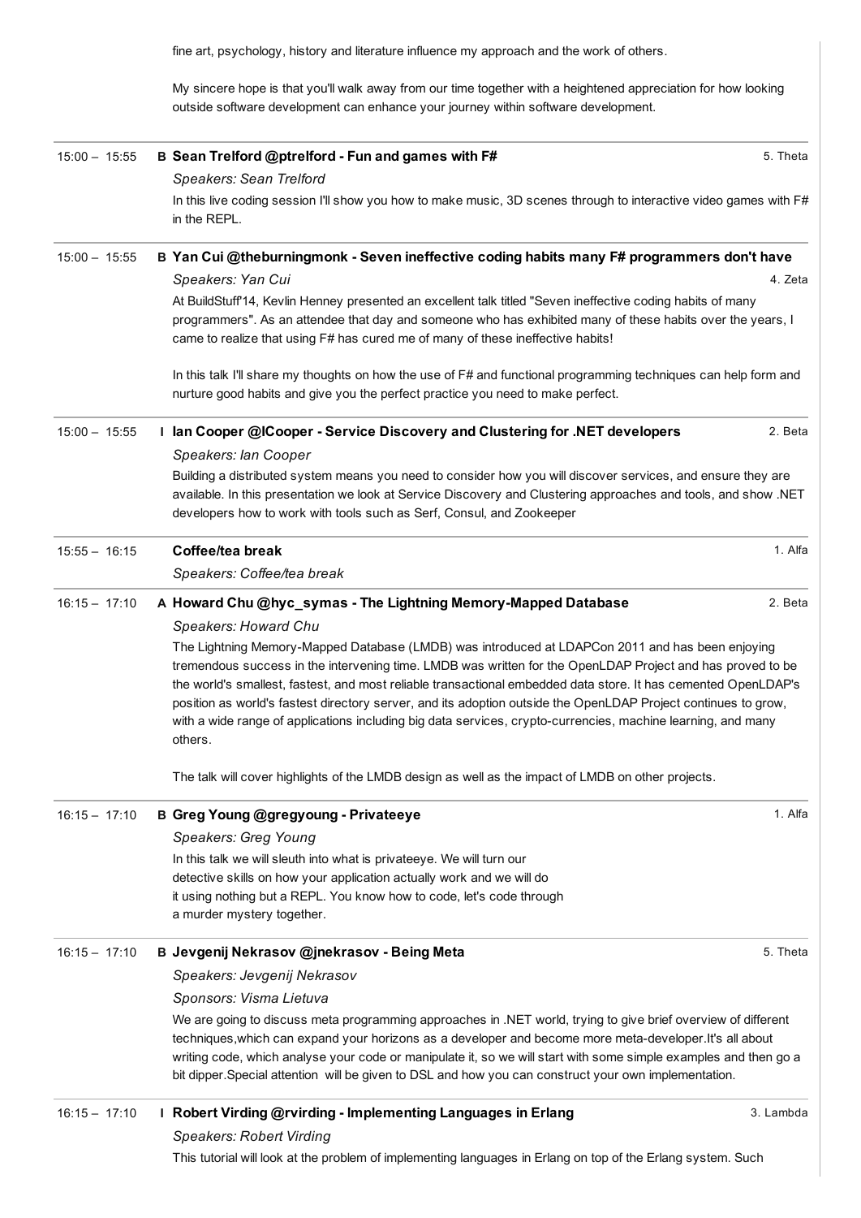fine art, psychology, history and literature influence my approach and the work of others.

My sincere hope is that you'll walk away from our time together with a heightened appreciation for how looking outside software development can enhance your journey within software development.

---

15:00 – 15:55 **B Sean Trelford @ptrelford - Fun and games with F#** — 5. Theta

*Speakers: Sean Trelford*

In this live coding session I'll show you how to make music, 3D scenes through to interactive video games with F# in the REPL.

---

15:00 – 15:55 **B Yan Cui @theburningmonk - Seven ineffective coding habits many F# programmers don't have** — 4. Zeta

*Speakers: Yan Cui*

At BuildStuff'14, Kevlin Henney presented an excellent talk titled "Seven ineffective coding habits of many programmers". As an attendee that day and someone who has exhibited many of these habits over the years, I came to realize that using F# has cured me of many of these ineffective habits!

In this talk I'll share my thoughts on how the use of F# and functional programming techniques can help form and nurture good habits and give you the perfect practice you need to make perfect.

---

15:00 – 15:55 **I Ian Cooper @ICooper - Service Discovery and Clustering for .NET developers** — 2. Beta

*Speakers: Ian Cooper*

Building a distributed system means you need to consider how you will discover services, and ensure they are available. In this presentation we look at Service Discovery and Clustering approaches and tools, and show .NET developers how to work with tools such as Serf, Consul, and Zookeeper

---

15:55 – 16:15 **Coffee/tea break** — 1. Alfa

*Speakers: Coffee/tea break*

---

16:15 – 17:10 **A Howard Chu @hyc_symas - The Lightning Memory-Mapped Database** — 2. Beta

*Speakers: Howard Chu*

The Lightning Memory-Mapped Database (LMDB) was introduced at LDAPCon 2011 and has been enjoying tremendous success in the intervening time. LMDB was written for the OpenLDAP Project and has proved to be the world's smallest, fastest, and most reliable transactional embedded data store. It has cemented OpenLDAP's position as world's fastest directory server, and its adoption outside the OpenLDAP Project continues to grow, with a wide range of applications including big data services, crypto-currencies, machine learning, and many others.

The talk will cover highlights of the LMDB design as well as the impact of LMDB on other projects.

---

16:15 – 17:10 **B Greg Young @gregyoung - Privateeye** — 1. Alfa

*Speakers: Greg Young*

In this talk we will sleuth into what is privateeye. We will turn our detective skills on how your application actually work and we will do it using nothing but a REPL. You know how to code, let's code through a murder mystery together.

---

16:15 – 17:10 **B Jevgenij Nekrasov @jnekrasov - Being Meta** — 5. Theta

*Speakers: Jevgenij Nekrasov*

*Sponsors: Visma Lietuva*

We are going to discuss meta programming approaches in .NET world, trying to give brief overview of different techniques,which can expand your horizons as a developer and become more meta-developer.It's all about writing code, which analyse your code or manipulate it, so we will start with some simple examples and then go a bit dipper.Special attention will be given to DSL and how you can construct your own implementation.

---

16:15 – 17:10 **I Robert Virding @rvirding - Implementing Languages in Erlang** — 3. Lambda

*Speakers: Robert Virding*

This tutorial will look at the problem of implementing languages in Erlang on top of the Erlang system. Such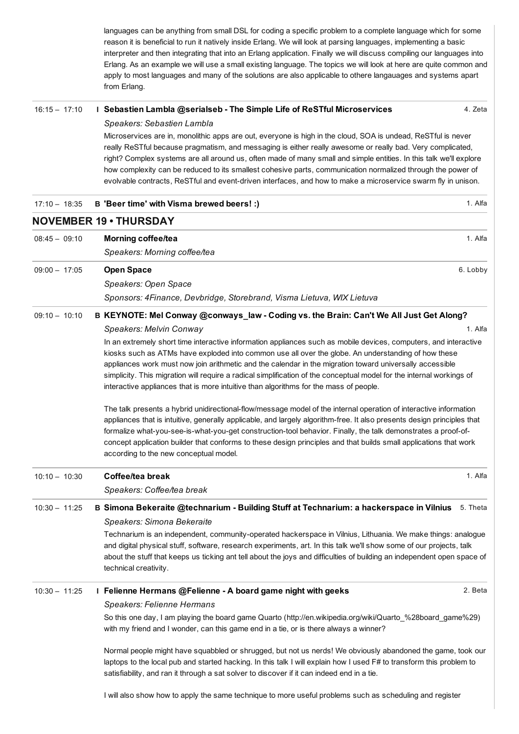languages can be anything from small DSL for coding a specific problem to a complete language which for some reason it is beneficial to run it natively inside Erlang. We will look at parsing languages, implementing a basic interpreter and then integrating that into an Erlang application. Finally we will discuss compiling our languages into Erlang. As an example we will use a small existing language. The topics we will look at here are quite common and apply to most languages and many of the solutions are also applicable to othere langauages and systems apart from Erlang.

16:15 – 17:10 **I Sebastien Lambla @serialseb - The Simple Life of ReSTful Microservices** — 4. Zeta

*Speakers: Sebastien Lambla*

Microservices are in, monolithic apps are out, everyone is high in the cloud, SOA is undead, ReSTful is never really ReSTful because pragmatism, and messaging is either really awesome or really bad. Very complicated, right? Complex systems are all around us, often made of many small and simple entities. In this talk we'll explore how complexity can be reduced to its smallest cohesive parts, communication normalized through the power of evolvable contracts, ReSTful and event-driven interfaces, and how to make a microservice swarm fly in unison.

17:10 – 18:35 **B 'Beer time' with Visma brewed beers! :)** — 1. Alfa

## NOVEMBER 19 • THURSDAY

08:45 – 09:10 **Morning coffee/tea** — 1. Alfa

*Speakers: Morning coffee/tea*

09:00 – 17:05 **Open Space** — 6. Lobby

*Speakers: Open Space*

*Sponsors: 4Finance, Devbridge, Storebrand, Visma Lietuva, WIX Lietuva*

09:10 – 10:10 **B KEYNOTE: Mel Conway @conways_law - Coding vs. the Brain: Can't We All Just Get Along?** — 1. Alfa

*Speakers: Melvin Conway*

In an extremely short time interactive information appliances such as mobile devices, computers, and interactive kiosks such as ATMs have exploded into common use all over the globe. An understanding of how these appliances work must now join arithmetic and the calendar in the migration toward universally accessible simplicity. This migration will require a radical simplification of the conceptual model for the internal workings of interactive appliances that is more intuitive than algorithms for the mass of people.

The talk presents a hybrid unidirectional-flow/message model of the internal operation of interactive information appliances that is intuitive, generally applicable, and largely algorithm-free. It also presents design principles that formalize what-you-see-is-what-you-get construction-tool behavior. Finally, the talk demonstrates a proof-of-concept application builder that conforms to these design principles and that builds small applications that work according to the new conceptual model.

10:10 – 10:30 **Coffee/tea break** — 1. Alfa

*Speakers: Coffee/tea break*

10:30 – 11:25 **B Simona Bekeraite @technarium - Building Stuff at Technarium: a hackerspace in Vilnius** — 5. Theta

*Speakers: Simona Bekeraite*

Technarium is an independent, community-operated hackerspace in Vilnius, Lithuania. We make things: analogue and digital physical stuff, software, research experiments, art. In this talk we'll show some of our projects, talk about the stuff that keeps us ticking ant tell about the joys and difficulties of building an independent open space of technical creativity.

10:30 – 11:25 **I Felienne Hermans @Felienne - A board game night with geeks** — 2. Beta

*Speakers: Felienne Hermans*

So this one day, I am playing the board game Quarto (http://en.wikipedia.org/wiki/Quarto_%28board_game%29) with my friend and I wonder, can this game end in a tie, or is there always a winner?

Normal people might have squabbled or shrugged, but not us nerds! We obviously abandoned the game, took our laptops to the local pub and started hacking. In this talk I will explain how I used F# to transform this problem to satisfiability, and ran it through a sat solver to discover if it can indeed end in a tie.

I will also show how to apply the same technique to more useful problems such as scheduling and register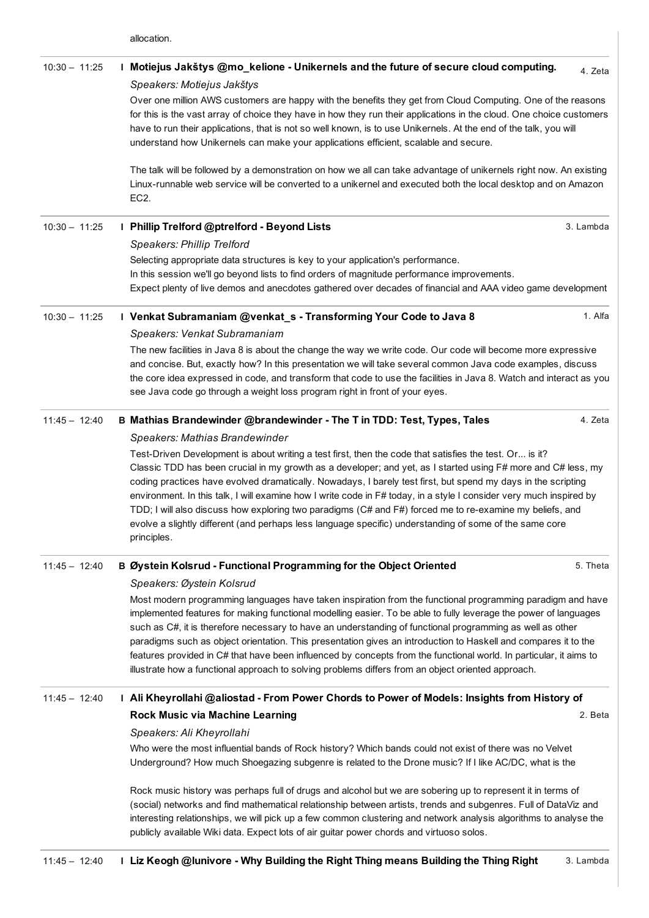allocation.

10:30 – 11:25 **I Motiejus Jakštys @mo_kelione - Unikernels and the future of secure cloud computing.** 4. Zeta

*Speakers: Motiejus Jakštys*

Over one million AWS customers are happy with the benefits they get from Cloud Computing. One of the reasons for this is the vast array of choice they have in how they run their applications in the cloud. One choice customers have to run their applications, that is not so well known, is to use Unikernels. At the end of the talk, you will understand how Unikernels can make your applications efficient, scalable and secure.

The talk will be followed by a demonstration on how we all can take advantage of unikernels right now. An existing Linux-runnable web service will be converted to a unikernel and executed both the local desktop and on Amazon EC2.

10:30 – 11:25 **I Phillip Trelford @ptrelford - Beyond Lists** 3. Lambda

*Speakers: Phillip Trelford*

Selecting appropriate data structures is key to your application's performance.
In this session we'll go beyond lists to find orders of magnitude performance improvements.
Expect plenty of live demos and anecdotes gathered over decades of financial and AAA video game development

10:30 – 11:25 **I Venkat Subramaniam @venkat_s - Transforming Your Code to Java 8** 1. Alfa

*Speakers: Venkat Subramaniam*

The new facilities in Java 8 is about the change the way we write code. Our code will become more expressive and concise. But, exactly how? In this presentation we will take several common Java code examples, discuss the core idea expressed in code, and transform that code to use the facilities in Java 8. Watch and interact as you see Java code go through a weight loss program right in front of your eyes.

11:45 – 12:40 **B Mathias Brandewinder @brandewinder - The T in TDD: Test, Types, Tales** 4. Zeta

*Speakers: Mathias Brandewinder*

Test-Driven Development is about writing a test first, then the code that satisfies the test. Or... is it?
Classic TDD has been crucial in my growth as a developer; and yet, as I started using F# more and C# less, my coding practices have evolved dramatically. Nowadays, I barely test first, but spend my days in the scripting environment. In this talk, I will examine how I write code in F# today, in a style I consider very much inspired by TDD; I will also discuss how exploring two paradigms (C# and F#) forced me to re-examine my beliefs, and evolve a slightly different (and perhaps less language specific) understanding of some of the same core principles.

11:45 – 12:40 **B Øystein Kolsrud - Functional Programming for the Object Oriented** 5. Theta

*Speakers: Øystein Kolsrud*

Most modern programming languages have taken inspiration from the functional programming paradigm and have implemented features for making functional modelling easier. To be able to fully leverage the power of languages such as C#, it is therefore necessary to have an understanding of functional programming as well as other paradigms such as object orientation. This presentation gives an introduction to Haskell and compares it to the features provided in C# that have been influenced by concepts from the functional world. In particular, it aims to illustrate how a functional approach to solving problems differs from an object oriented approach.

11:45 – 12:40 **I Ali Kheyrollahi @aliostad - From Power Chords to Power of Models: Insights from History of Rock Music via Machine Learning** 2. Beta

*Speakers: Ali Kheyrollahi*

Who were the most influential bands of Rock history? Which bands could not exist of there was no Velvet Underground? How much Shoegazing subgenre is related to the Drone music? If I like AC/DC, what is the

Rock music history was perhaps full of drugs and alcohol but we are sobering up to represent it in terms of (social) networks and find mathematical relationship between artists, trends and subgenres. Full of DataViz and interesting relationships, we will pick up a few common clustering and network analysis algorithms to analyse the publicly available Wiki data. Expect lots of air guitar power chords and virtuoso solos.

11:45 – 12:40 **I Liz Keogh @lunivore - Why Building the Right Thing means Building the Thing Right** 3. Lambda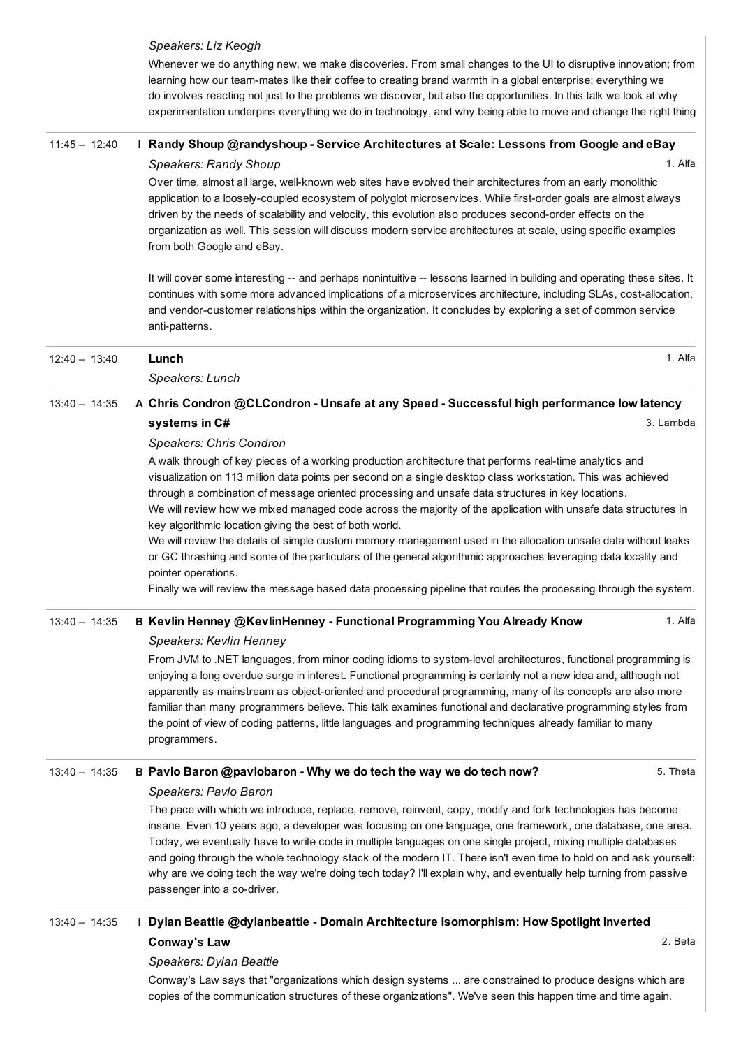*Speakers: Liz Keogh*

Whenever we do anything new, we make discoveries. From small changes to the UI to disruptive innovation; from learning how our team-mates like their coffee to creating brand warmth in a global enterprise; everything we do involves reacting not just to the problems we discover, but also the opportunities. In this talk we look at why experimentation underpins everything we do in technology, and why being able to move and change the right thing

---

11:45 – 12:40 I **Randy Shoup @randyshoup - Service Architectures at Scale: Lessons from Google and eBay** — 1. Alfa

*Speakers: Randy Shoup*

Over time, almost all large, well-known web sites have evolved their architectures from an early monolithic application to a loosely-coupled ecosystem of polyglot microservices. While first-order goals are almost always driven by the needs of scalability and velocity, this evolution also produces second-order effects on the organization as well. This session will discuss modern service architectures at scale, using specific examples from both Google and eBay.

It will cover some interesting -- and perhaps nonintuitive -- lessons learned in building and operating these sites. It continues with some more advanced implications of a microservices architecture, including SLAs, cost-allocation, and vendor-customer relationships within the organization. It concludes by exploring a set of common service anti-patterns.

---

12:40 – 13:40 **Lunch** — 1. Alfa

*Speakers: Lunch*

---

13:40 – 14:35 A **Chris Condron @CLCondron - Unsafe at any Speed - Successful high performance low latency systems in C#** — 3. Lambda

*Speakers: Chris Condron*

A walk through of key pieces of a working production architecture that performs real-time analytics and visualization on 113 million data points per second on a single desktop class workstation. This was achieved through a combination of message oriented processing and unsafe data structures in key locations.
We will review how we mixed managed code across the majority of the application with unsafe data structures in key algorithmic location giving the best of both world.
We will review the details of simple custom memory management used in the allocation unsafe data without leaks or GC thrashing and some of the particulars of the general algorithmic approaches leveraging data locality and pointer operations.
Finally we will review the message based data processing pipeline that routes the processing through the system.

---

13:40 – 14:35 B **Kevlin Henney @KevlinHenney - Functional Programming You Already Know** — 1. Alfa

*Speakers: Kevlin Henney*

From JVM to .NET languages, from minor coding idioms to system-level architectures, functional programming is enjoying a long overdue surge in interest. Functional programming is certainly not a new idea and, although not apparently as mainstream as object-oriented and procedural programming, many of its concepts are also more familiar than many programmers believe. This talk examines functional and declarative programming styles from the point of view of coding patterns, little languages and programming techniques already familiar to many programmers.

---

13:40 – 14:35 B **Pavlo Baron @pavlobaron - Why we do tech the way we do tech now?** — 5. Theta

*Speakers: Pavlo Baron*

The pace with which we introduce, replace, remove, reinvent, copy, modify and fork technologies has become insane. Even 10 years ago, a developer was focusing on one language, one framework, one database, one area. Today, we eventually have to write code in multiple languages on one single project, mixing multiple databases and going through the whole technology stack of the modern IT. There isn't even time to hold on and ask yourself: why are we doing tech the way we're doing tech today? I'll explain why, and eventually help turning from passive passenger into a co-driver.

---

13:40 – 14:35 I **Dylan Beattie @dylanbeattie - Domain Architecture Isomorphism: How Spotlight Inverted Conway's Law** — 2. Beta

*Speakers: Dylan Beattie*

Conway's Law says that "organizations which design systems ... are constrained to produce designs which are copies of the communication structures of these organizations". We've seen this happen time and time again.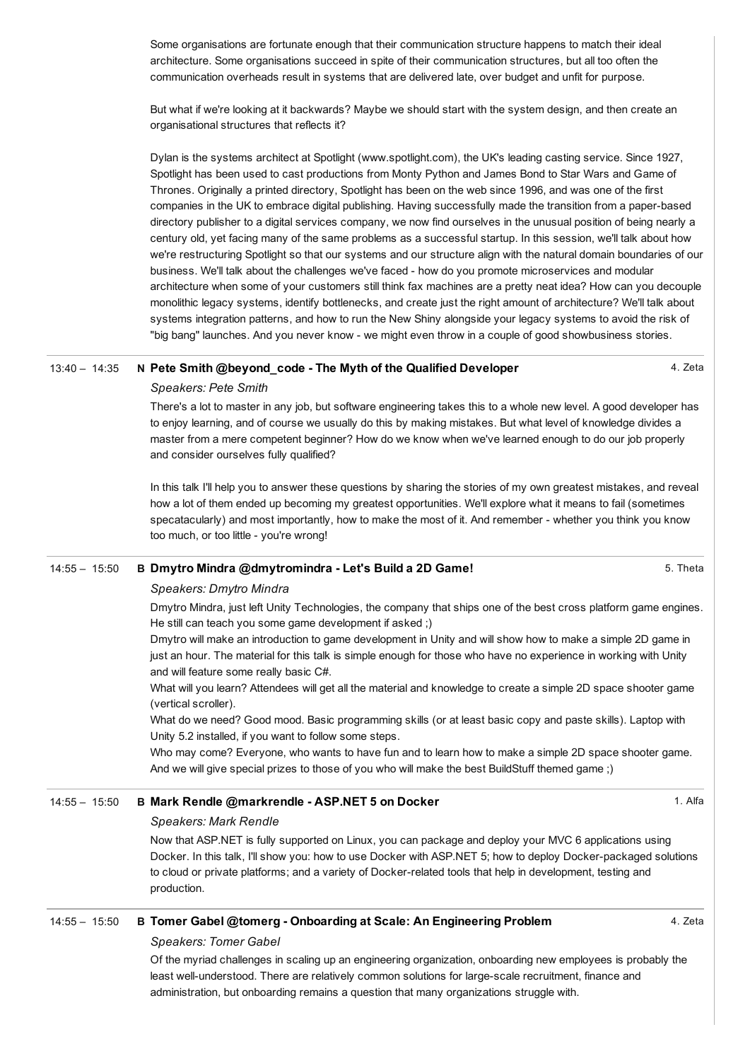Some organisations are fortunate enough that their communication structure happens to match their ideal architecture. Some organisations succeed in spite of their communication structures, but all too often the communication overheads result in systems that are delivered late, over budget and unfit for purpose.

But what if we're looking at it backwards? Maybe we should start with the system design, and then create an organisational structures that reflects it?

Dylan is the systems architect at Spotlight (www.spotlight.com), the UK's leading casting service. Since 1927, Spotlight has been used to cast productions from Monty Python and James Bond to Star Wars and Game of Thrones. Originally a printed directory, Spotlight has been on the web since 1996, and was one of the first companies in the UK to embrace digital publishing. Having successfully made the transition from a paper-based directory publisher to a digital services company, we now find ourselves in the unusual position of being nearly a century old, yet facing many of the same problems as a successful startup. In this session, we'll talk about how we're restructuring Spotlight so that our systems and our structure align with the natural domain boundaries of our business. We'll talk about the challenges we've faced - how do you promote microservices and modular architecture when some of your customers still think fax machines are a pretty neat idea? How can you decouple monolithic legacy systems, identify bottlenecks, and create just the right amount of architecture? We'll talk about systems integration patterns, and how to run the New Shiny alongside your legacy systems to avoid the risk of "big bang" launches. And you never know - we might even throw in a couple of good showbusiness stories.

---

13:40 – 14:35 **N Pete Smith @beyond_code - The Myth of the Qualified Developer** — 4. Zeta

*Speakers: Pete Smith*

There's a lot to master in any job, but software engineering takes this to a whole new level. A good developer has to enjoy learning, and of course we usually do this by making mistakes. But what level of knowledge divides a master from a mere competent beginner? How do we know when we've learned enough to do our job properly and consider ourselves fully qualified?

In this talk I'll help you to answer these questions by sharing the stories of my own greatest mistakes, and reveal how a lot of them ended up becoming my greatest opportunities. We'll explore what it means to fail (sometimes specatacularly) and most importantly, how to make the most of it. And remember - whether you think you know too much, or too little - you're wrong!

---

14:55 – 15:50 **B Dmytro Mindra @dmytromindra - Let's Build a 2D Game!** — 5. Theta

*Speakers: Dmytro Mindra*

Dmytro Mindra, just left Unity Technologies, the company that ships one of the best cross platform game engines. He still can teach you some game development if asked ;)
Dmytro will make an introduction to game development in Unity and will show how to make a simple 2D game in just an hour. The material for this talk is simple enough for those who have no experience in working with Unity and will feature some really basic C#.
What will you learn? Attendees will get all the material and knowledge to create a simple 2D space shooter game (vertical scroller).
What do we need? Good mood. Basic programming skills (or at least basic copy and paste skills). Laptop with Unity 5.2 installed, if you want to follow some steps.
Who may come? Everyone, who wants to have fun and to learn how to make a simple 2D space shooter game. And we will give special prizes to those of you who will make the best BuildStuff themed game ;)

---

14:55 – 15:50 **B Mark Rendle @markrendle - ASP.NET 5 on Docker** — 1. Alfa

*Speakers: Mark Rendle*

Now that ASP.NET is fully supported on Linux, you can package and deploy your MVC 6 applications using Docker. In this talk, I'll show you: how to use Docker with ASP.NET 5; how to deploy Docker-packaged solutions to cloud or private platforms; and a variety of Docker-related tools that help in development, testing and production.

---

14:55 – 15:50 **B Tomer Gabel @tomerg - Onboarding at Scale: An Engineering Problem** — 4. Zeta

*Speakers: Tomer Gabel*

Of the myriad challenges in scaling up an engineering organization, onboarding new employees is probably the least well-understood. There are relatively common solutions for large-scale recruitment, finance and administration, but onboarding remains a question that many organizations struggle with.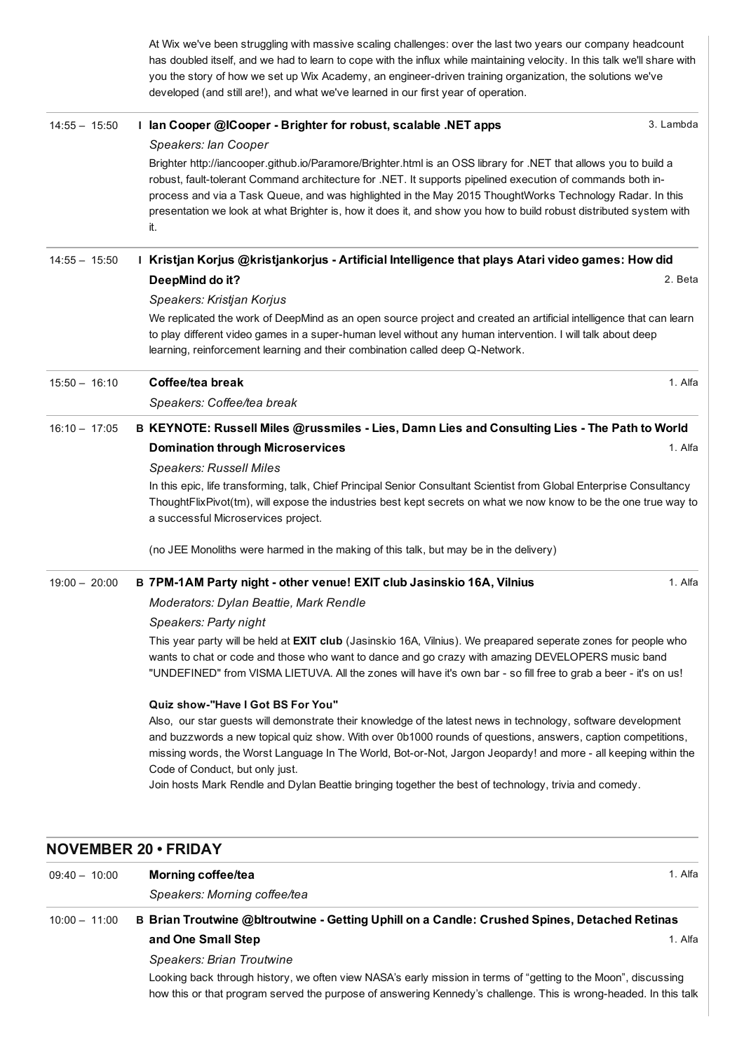At Wix we've been struggling with massive scaling challenges: over the last two years our company headcount has doubled itself, and we had to learn to cope with the influx while maintaining velocity. In this talk we'll share with you the story of how we set up Wix Academy, an engineer-driven training organization, the solutions we've developed (and still are!), and what we've learned in our first year of operation.

---

14:55 – 15:50 I **Ian Cooper @ICooper - Brighter for robust, scalable .NET apps** — 3. Lambda

*Speakers: Ian Cooper*

Brighter http://iancooper.github.io/Paramore/Brighter.html is an OSS library for .NET that allows you to build a robust, fault-tolerant Command architecture for .NET. It supports pipelined execution of commands both in-process and via a Task Queue, and was highlighted in the May 2015 ThoughtWorks Technology Radar. In this presentation we look at what Brighter is, how it does it, and show you how to build robust distributed system with it.

---

14:55 – 15:50 I **Kristjan Korjus @kristjankorjus - Artificial Intelligence that plays Atari video games: How did DeepMind do it?** — 2. Beta

*Speakers: Kristjan Korjus*

We replicated the work of DeepMind as an open source project and created an artificial intelligence that can learn to play different video games in a super-human level without any human intervention. I will talk about deep learning, reinforcement learning and their combination called deep Q-Network.

---

15:50 – 16:10 **Coffee/tea break** — 1. Alfa

*Speakers: Coffee/tea break*

---

16:10 – 17:05 B **KEYNOTE: Russell Miles @russmiles - Lies, Damn Lies and Consulting Lies - The Path to World Domination through Microservices** — 1. Alfa

*Speakers: Russell Miles*

In this epic, life transforming, talk, Chief Principal Senior Consultant Scientist from Global Enterprise Consultancy ThoughtFlixPivot(tm), will expose the industries best kept secrets on what we now know to be the one true way to a successful Microservices project.

(no JEE Monoliths were harmed in the making of this talk, but may be in the delivery)

---

19:00 – 20:00 B **7PM-1AM Party night - other venue! EXIT club Jasinskio 16A, Vilnius** — 1. Alfa

*Moderators: Dylan Beattie, Mark Rendle*

*Speakers: Party night*

This year party will be held at **EXIT club** (Jasinskio 16A, Vilnius). We preapared seperate zones for people who wants to chat or code and those who want to dance and go crazy with amazing DEVELOPERS music band "UNDEFINED" from VISMA LIETUVA. All the zones will have it's own bar - so fill free to grab a beer - it's on us!

**Quiz show-"Have I Got BS For You"**

Also, our star guests will demonstrate their knowledge of the latest news in technology, software development and buzzwords a new topical quiz show. With over 0b1000 rounds of questions, answers, caption competitions, missing words, the Worst Language In The World, Bot-or-Not, Jargon Jeopardy! and more - all keeping within the Code of Conduct, but only just.
Join hosts Mark Rendle and Dylan Beattie bringing together the best of technology, trivia and comedy.

## NOVEMBER 20 • FRIDAY

09:40 – 10:00 **Morning coffee/tea** — 1. Alfa

*Speakers: Morning coffee/tea*

---

10:00 – 11:00 B **Brian Troutwine @bltroutwine - Getting Uphill on a Candle: Crushed Spines, Detached Retinas and One Small Step** — 1. Alfa

*Speakers: Brian Troutwine*

Looking back through history, we often view NASA's early mission in terms of "getting to the Moon", discussing how this or that program served the purpose of answering Kennedy's challenge. This is wrong-headed. In this talk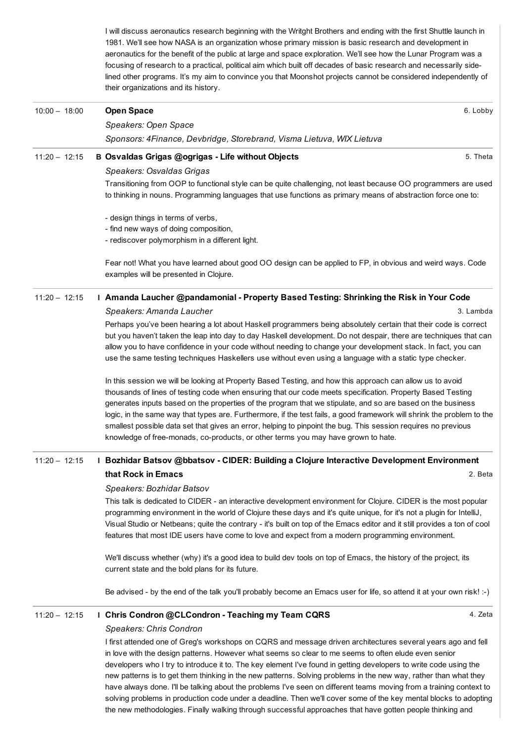I will discuss aeronautics research beginning with the Writght Brothers and ending with the first Shuttle launch in 1981. We'll see how NASA is an organization whose primary mission is basic research and development in aeronautics for the benefit of the public at large and space exploration. We'll see how the Lunar Program was a focusing of research to a practical, political aim which built off decades of basic research and necessarily side-lined other programs. It's my aim to convince you that Moonshot projects cannot be considered independently of their organizations and its history.

---

10:00 – 18:00

**Open Space** — 6. Lobby

*Speakers: Open Space*

*Sponsors: 4Finance, Devbridge, Storebrand, Visma Lietuva, WIX Lietuva*

---

11:20 – 12:15

**B Osvaldas Grigas @ogrigas - Life without Objects** — 5. Theta

*Speakers: Osvaldas Grigas*

Transitioning from OOP to functional style can be quite challenging, not least because OO programmers are used to thinking in nouns. Programming languages that use functions as primary means of abstraction force one to:

- design things in terms of verbs,
- find new ways of doing composition,
- rediscover polymorphism in a different light.

Fear not! What you have learned about good OO design can be applied to FP, in obvious and weird ways. Code examples will be presented in Clojure.

---

11:20 – 12:15

**I Amanda Laucher @pandamonial - Property Based Testing: Shrinking the Risk in Your Code** — 3. Lambda

*Speakers: Amanda Laucher*

Perhaps you've been hearing a lot about Haskell programmers being absolutely certain that their code is correct but you haven't taken the leap into day to day Haskell development. Do not despair, there are techniques that can allow you to have confidence in your code without needing to change your development stack. In fact, you can use the same testing techniques Haskellers use without even using a language with a static type checker.

In this session we will be looking at Property Based Testing, and how this approach can allow us to avoid thousands of lines of testing code when ensuring that our code meets specification. Property Based Testing generates inputs based on the properties of the program that we stipulate, and so are based on the business logic, in the same way that types are. Furthermore, if the test fails, a good framework will shrink the problem to the smallest possible data set that gives an error, helping to pinpoint the bug. This session requires no previous knowledge of free-monads, co-products, or other terms you may have grown to hate.

---

11:20 – 12:15

**I Bozhidar Batsov @bbatsov - CIDER: Building a Clojure Interactive Development Environment that Rock in Emacs** — 2. Beta

*Speakers: Bozhidar Batsov*

This talk is dedicated to CIDER - an interactive development environment for Clojure. CIDER is the most popular programming environment in the world of Clojure these days and it's quite unique, for it's not a plugin for IntelliJ, Visual Studio or Netbeans; quite the contrary - it's built on top of the Emacs editor and it still provides a ton of cool features that most IDE users have come to love and expect from a modern programming environment.

We'll discuss whether (why) it's a good idea to build dev tools on top of Emacs, the history of the project, its current state and the bold plans for its future.

Be advised - by the end of the talk you'll probably become an Emacs user for life, so attend it at your own risk! :-)

---

11:20 – 12:15

**I Chris Condron @CLCondron - Teaching my Team CQRS** — 4. Zeta

*Speakers: Chris Condron*

I first attended one of Greg's workshops on CQRS and message driven architectures several years ago and fell in love with the design patterns. However what seems so clear to me seems to often elude even senior developers who I try to introduce it to. The key element I've found in getting developers to write code using the new patterns is to get them thinking in the new patterns. Solving problems in the new way, rather than what they have always done. I'll be talking about the problems I've seen on different teams moving from a training context to solving problems in production code under a deadline. Then we'll cover some of the key mental blocks to adopting the new methodologies. Finally walking through successful approaches that have gotten people thinking and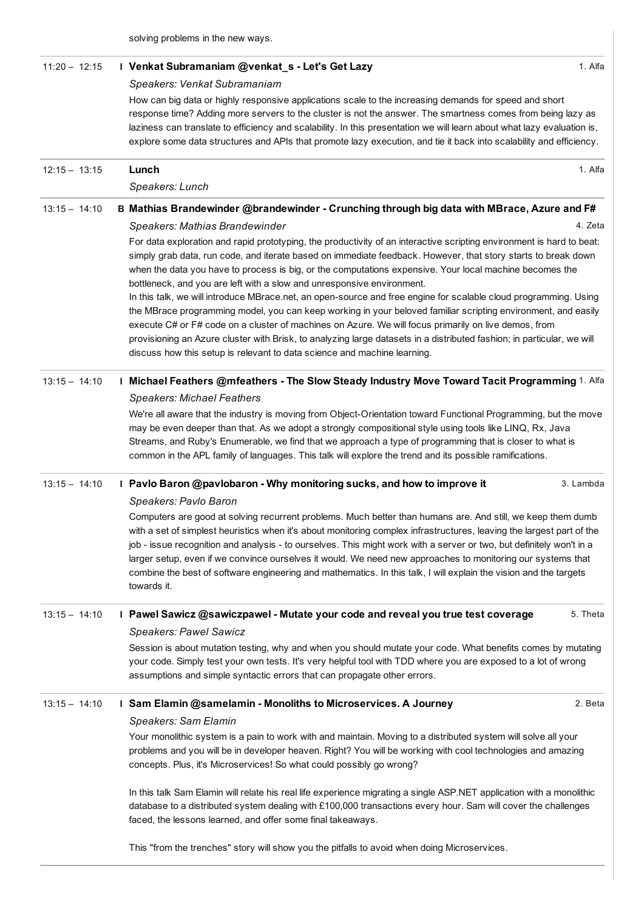solving problems in the new ways.

---

**11:20 – 12:15** | I **Venkat Subramaniam @venkat_s - Let's Get Lazy** | 1. Alfa

*Speakers: Venkat Subramaniam*

How can big data or highly responsive applications scale to the increasing demands for speed and short response time? Adding more servers to the cluster is not the answer. The smartness comes from being lazy as laziness can translate to efficiency and scalability. In this presentation we will learn about what lazy evaluation is, explore some data structures and APIs that promote lazy execution, and tie it back into scalability and efficiency.

---

**12:15 – 13:15** | **Lunch** | 1. Alfa

*Speakers: Lunch*

---

**13:15 – 14:10** | B **Mathias Brandewinder @brandewinder - Crunching through big data with MBrace, Azure and F#** | 4. Zeta

*Speakers: Mathias Brandewinder*

For data exploration and rapid prototyping, the productivity of an interactive scripting environment is hard to beat: simply grab data, run code, and iterate based on immediate feedback. However, that story starts to break down when the data you have to process is big, or the computations expensive. Your local machine becomes the bottleneck, and you are left with a slow and unresponsive environment.
In this talk, we will introduce MBrace.net, an open-source and free engine for scalable cloud programming. Using the MBrace programming model, you can keep working in your beloved familiar scripting environment, and easily execute C# or F# code on a cluster of machines on Azure. We will focus primarily on live demos, from provisioning an Azure cluster with Brisk, to analyzing large datasets in a distributed fashion; in particular, we will discuss how this setup is relevant to data science and machine learning.

---

**13:15 – 14:10** | I **Michael Feathers @mfeathers - The Slow Steady Industry Move Toward Tacit Programming** | 1. Alfa

*Speakers: Michael Feathers*

We're all aware that the industry is moving from Object-Orientation toward Functional Programming, but the move may be even deeper than that. As we adopt a strongly compositional style using tools like LINQ, Rx, Java Streams, and Ruby's Enumerable, we find that we approach a type of programming that is closer to what is common in the APL family of languages. This talk will explore the trend and its possible ramifications.

---

**13:15 – 14:10** | I **Pavlo Baron @pavlobaron - Why monitoring sucks, and how to improve it** | 3. Lambda

*Speakers: Pavlo Baron*

Computers are good at solving recurrent problems. Much better than humans are. And still, we keep them dumb with a set of simplest heuristics when it's about monitoring complex infrastructures, leaving the largest part of the job - issue recognition and analysis - to ourselves. This might work with a server or two, but definitely won't in a larger setup, even if we convince ourselves it would. We need new approaches to monitoring our systems that combine the best of software engineering and mathematics. In this talk, I will explain the vision and the targets towards it.

---

**13:15 – 14:10** | I **Pawel Sawicz @sawiczpawel - Mutate your code and reveal you true test coverage** | 5. Theta

*Speakers: Pawel Sawicz*

Session is about mutation testing, why and when you should mutate your code. What benefits comes by mutating your code. Simply test your own tests. It's very helpful tool with TDD where you are exposed to a lot of wrong assumptions and simple syntactic errors that can propagate other errors.

---

**13:15 – 14:10** | I **Sam Elamin @samelamin - Monoliths to Microservices. A Journey** | 2. Beta

*Speakers: Sam Elamin*

Your monolithic system is a pain to work with and maintain. Moving to a distributed system will solve all your problems and you will be in developer heaven. Right? You will be working with cool technologies and amazing concepts. Plus, it's Microservices! So what could possibly go wrong?

In this talk Sam Elamin will relate his real life experience migrating a single ASP.NET application with a monolithic database to a distributed system dealing with £100,000 transactions every hour. Sam will cover the challenges faced, the lessons learned, and offer some final takeaways.

This "from the trenches" story will show you the pitfalls to avoid when doing Microservices.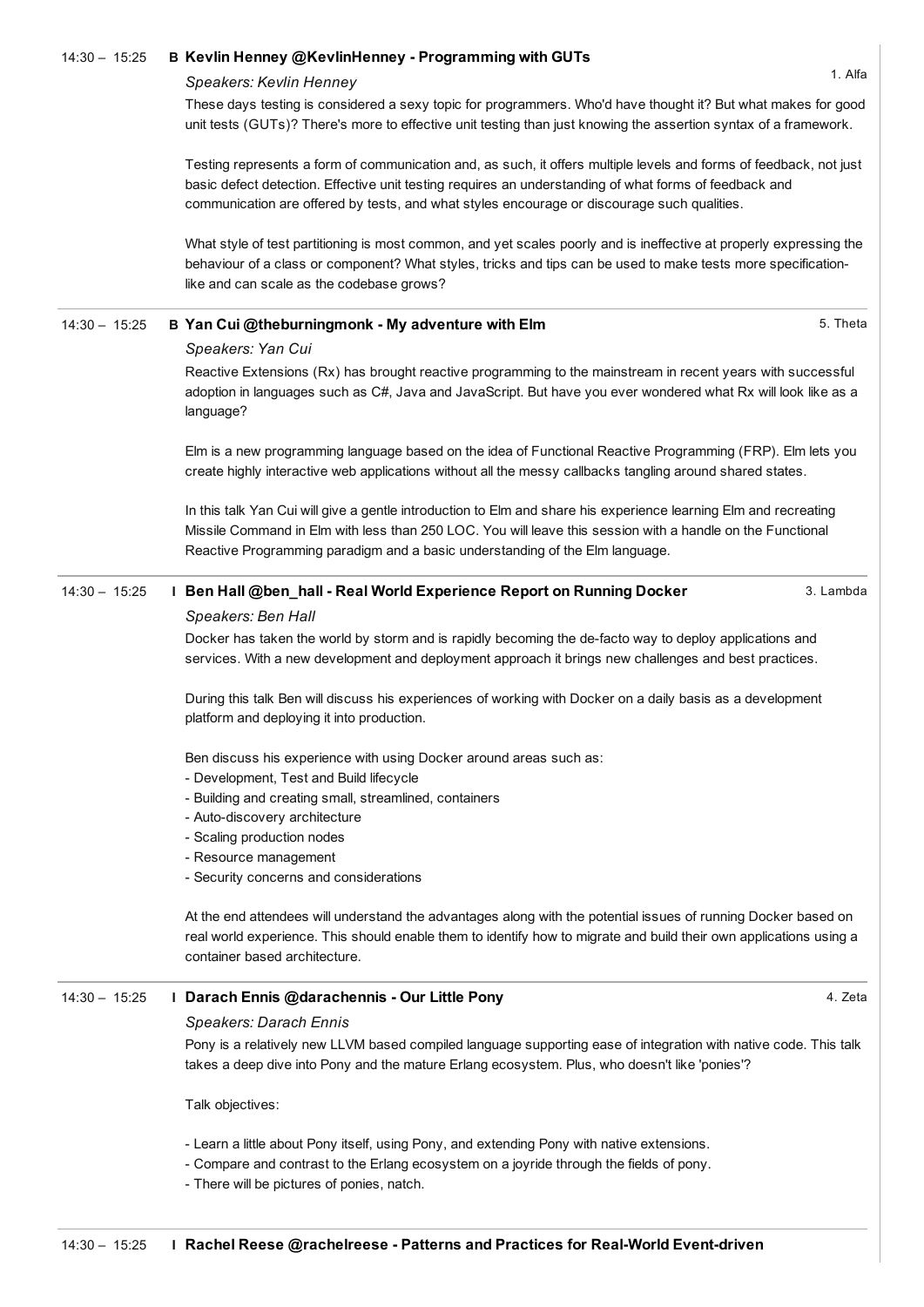14:30 – 15:25 **B Kevlin Henney @KevlinHenney - Programming with GUTs**

1. Alfa

*Speakers: Kevlin Henney*

These days testing is considered a sexy topic for programmers. Who'd have thought it? But what makes for good unit tests (GUTs)? There's more to effective unit testing than just knowing the assertion syntax of a framework.

Testing represents a form of communication and, as such, it offers multiple levels and forms of feedback, not just basic defect detection. Effective unit testing requires an understanding of what forms of feedback and communication are offered by tests, and what styles encourage or discourage such qualities.

What style of test partitioning is most common, and yet scales poorly and is ineffective at properly expressing the behaviour of a class or component? What styles, tricks and tips can be used to make tests more specification-like and can scale as the codebase grows?

---

14:30 – 15:25 **B Yan Cui @theburningmonk - My adventure with Elm**

5. Theta

*Speakers: Yan Cui*

Reactive Extensions (Rx) has brought reactive programming to the mainstream in recent years with successful adoption in languages such as C#, Java and JavaScript. But have you ever wondered what Rx will look like as a language?

Elm is a new programming language based on the idea of Functional Reactive Programming (FRP). Elm lets you create highly interactive web applications without all the messy callbacks tangling around shared states.

In this talk Yan Cui will give a gentle introduction to Elm and share his experience learning Elm and recreating Missile Command in Elm with less than 250 LOC. You will leave this session with a handle on the Functional Reactive Programming paradigm and a basic understanding of the Elm language.

---

14:30 – 15:25 **I Ben Hall @ben_hall - Real World Experience Report on Running Docker**

3. Lambda

*Speakers: Ben Hall*

Docker has taken the world by storm and is rapidly becoming the de-facto way to deploy applications and services. With a new development and deployment approach it brings new challenges and best practices.

During this talk Ben will discuss his experiences of working with Docker on a daily basis as a development platform and deploying it into production.

Ben discuss his experience with using Docker around areas such as:
- Development, Test and Build lifecycle
- Building and creating small, streamlined, containers
- Auto-discovery architecture
- Scaling production nodes
- Resource management
- Security concerns and considerations

At the end attendees will understand the advantages along with the potential issues of running Docker based on real world experience. This should enable them to identify how to migrate and build their own applications using a container based architecture.

---

14:30 – 15:25 **I Darach Ennis @darachennis - Our Little Pony**

4. Zeta

*Speakers: Darach Ennis*

Pony is a relatively new LLVM based compiled language supporting ease of integration with native code. This talk takes a deep dive into Pony and the mature Erlang ecosystem. Plus, who doesn't like 'ponies'?

Talk objectives:

- Learn a little about Pony itself, using Pony, and extending Pony with native extensions.
- Compare and contrast to the Erlang ecosystem on a joyride through the fields of pony.
- There will be pictures of ponies, natch.

---

14:30 – 15:25 **I Rachel Reese @rachelreese - Patterns and Practices for Real-World Event-driven**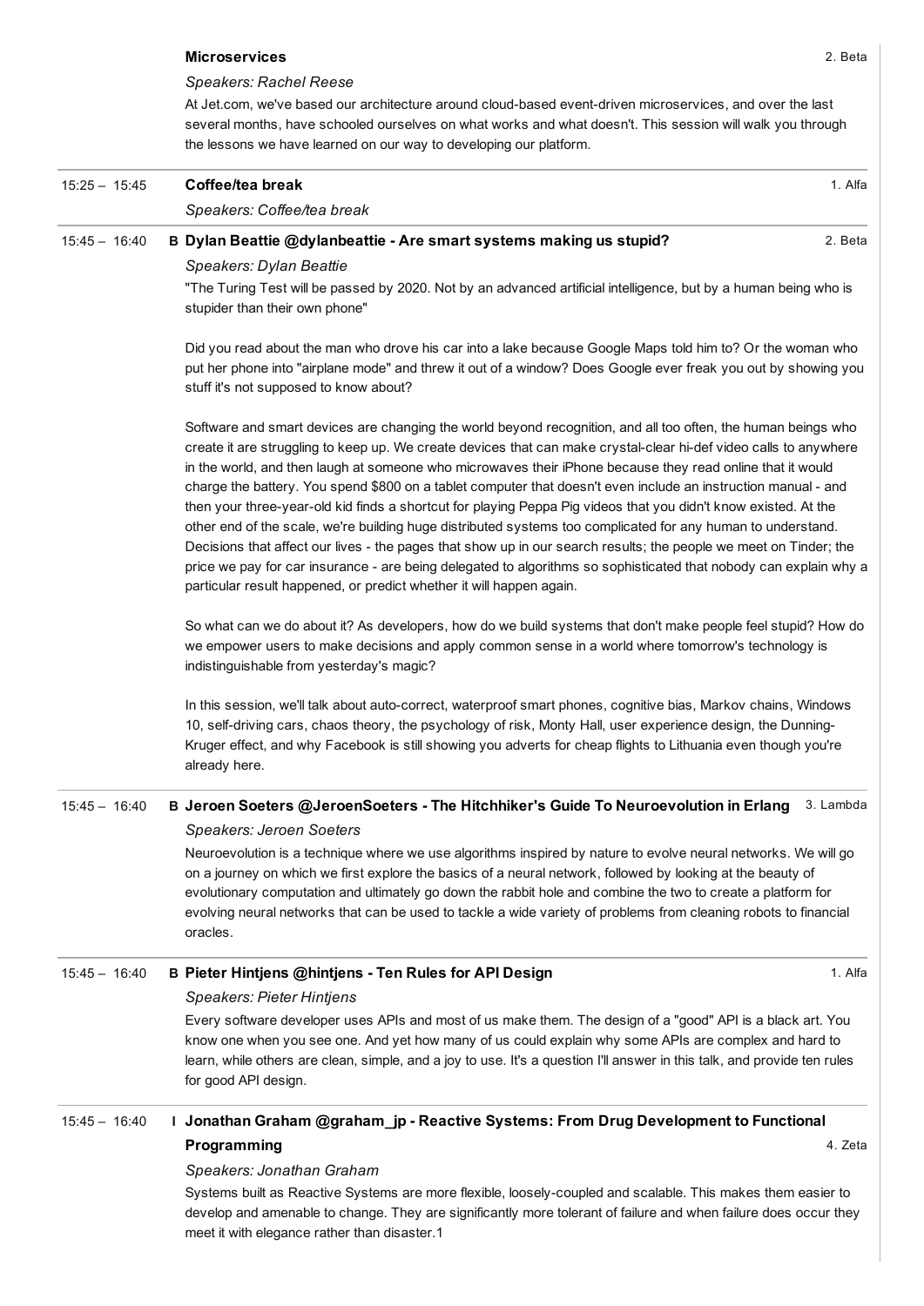**Microservices** 2. Beta

*Speakers: Rachel Reese*

At Jet.com, we've based our architecture around cloud-based event-driven microservices, and over the last several months, have schooled ourselves on what works and what doesn't. This session will walk you through the lessons we have learned on our way to developing our platform.

---

15:25 – 15:45 **Coffee/tea break** 1. Alfa

*Speakers: Coffee/tea break*

---

15:45 – 16:40 **B Dylan Beattie @dylanbeattie - Are smart systems making us stupid?** 2. Beta

*Speakers: Dylan Beattie*

"The Turing Test will be passed by 2020. Not by an advanced artificial intelligence, but by a human being who is stupider than their own phone"

Did you read about the man who drove his car into a lake because Google Maps told him to? Or the woman who put her phone into "airplane mode" and threw it out of a window? Does Google ever freak you out by showing you stuff it's not supposed to know about?

Software and smart devices are changing the world beyond recognition, and all too often, the human beings who create it are struggling to keep up. We create devices that can make crystal-clear hi-def video calls to anywhere in the world, and then laugh at someone who microwaves their iPhone because they read online that it would charge the battery. You spend $800 on a tablet computer that doesn't even include an instruction manual - and then your three-year-old kid finds a shortcut for playing Peppa Pig videos that you didn't know existed. At the other end of the scale, we're building huge distributed systems too complicated for any human to understand. Decisions that affect our lives - the pages that show up in our search results; the people we meet on Tinder; the price we pay for car insurance - are being delegated to algorithms so sophisticated that nobody can explain why a particular result happened, or predict whether it will happen again.

So what can we do about it? As developers, how do we build systems that don't make people feel stupid? How do we empower users to make decisions and apply common sense in a world where tomorrow's technology is indistinguishable from yesterday's magic?

In this session, we'll talk about auto-correct, waterproof smart phones, cognitive bias, Markov chains, Windows 10, self-driving cars, chaos theory, the psychology of risk, Monty Hall, user experience design, the Dunning-Kruger effect, and why Facebook is still showing you adverts for cheap flights to Lithuania even though you're already here.

---

15:45 – 16:40 **B Jeroen Soeters @JeroenSoeters - The Hitchhiker's Guide To Neuroevolution in Erlang** 3. Lambda

*Speakers: Jeroen Soeters*

Neuroevolution is a technique where we use algorithms inspired by nature to evolve neural networks. We will go on a journey on which we first explore the basics of a neural network, followed by looking at the beauty of evolutionary computation and ultimately go down the rabbit hole and combine the two to create a platform for evolving neural networks that can be used to tackle a wide variety of problems from cleaning robots to financial oracles.

---

15:45 – 16:40 **B Pieter Hintjens @hintjens - Ten Rules for API Design** 1. Alfa

*Speakers: Pieter Hintjens*

Every software developer uses APIs and most of us make them. The design of a "good" API is a black art. You know one when you see one. And yet how many of us could explain why some APIs are complex and hard to learn, while others are clean, simple, and a joy to use. It's a question I'll answer in this talk, and provide ten rules for good API design.

---

15:45 – 16:40 **I Jonathan Graham @graham_jp - Reactive Systems: From Drug Development to Functional Programming** 4. Zeta

*Speakers: Jonathan Graham*

Systems built as Reactive Systems are more flexible, loosely-coupled and scalable. This makes them easier to develop and amenable to change. They are significantly more tolerant of failure and when failure does occur they meet it with elegance rather than disaster.1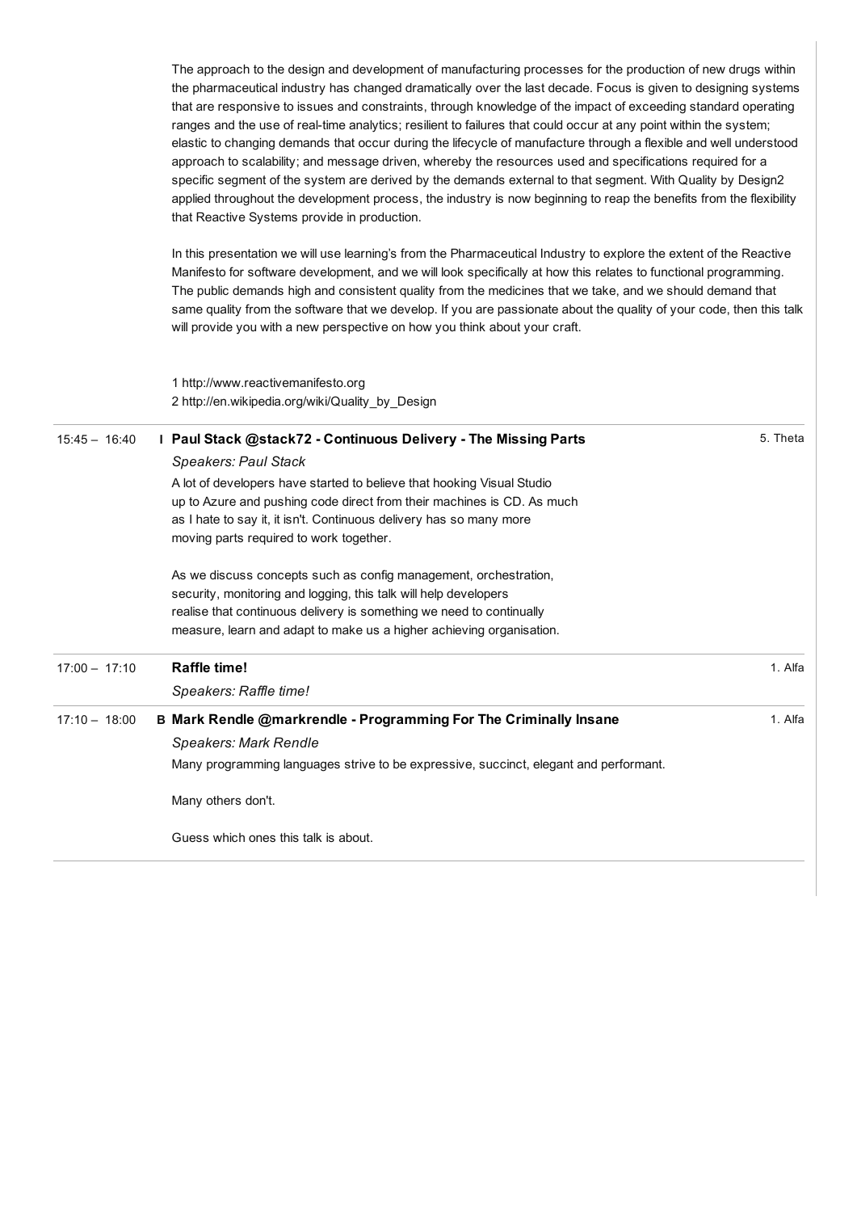The approach to the design and development of manufacturing processes for the production of new drugs within the pharmaceutical industry has changed dramatically over the last decade. Focus is given to designing systems that are responsive to issues and constraints, through knowledge of the impact of exceeding standard operating ranges and the use of real-time analytics; resilient to failures that could occur at any point within the system; elastic to changing demands that occur during the lifecycle of manufacture through a flexible and well understood approach to scalability; and message driven, whereby the resources used and specifications required for a specific segment of the system are derived by the demands external to that segment. With Quality by Design2 applied throughout the development process, the industry is now beginning to reap the benefits from the flexibility that Reactive Systems provide in production.

In this presentation we will use learning's from the Pharmaceutical Industry to explore the extent of the Reactive Manifesto for software development, and we will look specifically at how this relates to functional programming. The public demands high and consistent quality from the medicines that we take, and we should demand that same quality from the software that we develop. If you are passionate about the quality of your code, then this talk will provide you with a new perspective on how you think about your craft.

1 http://www.reactivemanifesto.org
2 http://en.wikipedia.org/wiki/Quality_by_Design

---

15:45 – 16:40 **I Paul Stack @stack72 - Continuous Delivery - The Missing Parts** — 5. Theta

*Speakers: Paul Stack*

A lot of developers have started to believe that hooking Visual Studio up to Azure and pushing code direct from their machines is CD. As much as I hate to say it, it isn't. Continuous delivery has so many more moving parts required to work together.

As we discuss concepts such as config management, orchestration, security, monitoring and logging, this talk will help developers realise that continuous delivery is something we need to continually measure, learn and adapt to make us a higher achieving organisation.

---

17:00 – 17:10 **Raffle time!** — 1. Alfa

*Speakers: Raffle time!*

---

17:10 – 18:00 **B Mark Rendle @markrendle - Programming For The Criminally Insane** — 1. Alfa

*Speakers: Mark Rendle*

Many programming languages strive to be expressive, succinct, elegant and performant.

Many others don't.

Guess which ones this talk is about.